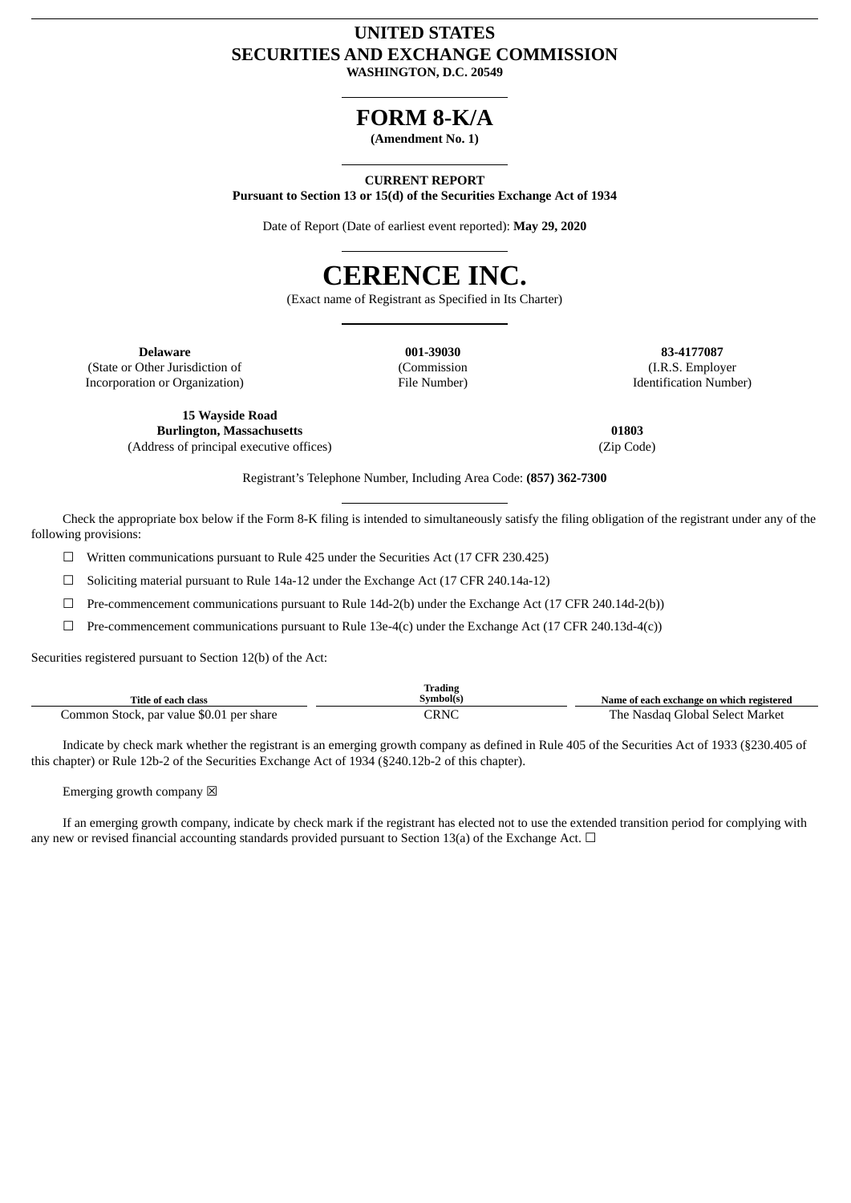# UNITED STATES
# SECURITIES AND EXCHANGE COMMISSION
**WASHINGTON, D.C. 20549**

# FORM 8-K/A
**(Amendment No. 1)**

**CURRENT REPORT**
**Pursuant to Section 13 or 15(d) of the Securities Exchange Act of 1934**

Date of Report (Date of earliest event reported): **May 29, 2020**

# CERENCE INC.
(Exact name of Registrant as Specified in Its Charter)

| **Delaware** | **001-39030** | **83-4177087** |
|---|---|---|
| (State or Other Jurisdiction of Incorporation or Organization) | (Commission File Number) | (I.R.S. Employer Identification Number) |

| **15 Wayside Road Burlington, Massachusetts** | **01803** |
|---|---|
| (Address of principal executive offices) | (Zip Code) |

Registrant's Telephone Number, Including Area Code: **(857) 362-7300**

Check the appropriate box below if the Form 8-K filing is intended to simultaneously satisfy the filing obligation of the registrant under any of the following provisions:

☐ Written communications pursuant to Rule 425 under the Securities Act (17 CFR 230.425)

☐ Soliciting material pursuant to Rule 14a-12 under the Exchange Act (17 CFR 240.14a-12)

☐ Pre-commencement communications pursuant to Rule 14d-2(b) under the Exchange Act (17 CFR 240.14d-2(b))

☐ Pre-commencement communications pursuant to Rule 13e-4(c) under the Exchange Act (17 CFR 240.13d-4(c))

Securities registered pursuant to Section 12(b) of the Act:

| Title of each class | Trading Symbol(s) | Name of each exchange on which registered |
|---|---|---|
| Common Stock, par value $0.01 per share | CRNC | The Nasdaq Global Select Market |

Indicate by check mark whether the registrant is an emerging growth company as defined in Rule 405 of the Securities Act of 1933 (§230.405 of this chapter) or Rule 12b-2 of the Securities Exchange Act of 1934 (§240.12b-2 of this chapter).

Emerging growth company ☒

If an emerging growth company, indicate by check mark if the registrant has elected not to use the extended transition period for complying with any new or revised financial accounting standards provided pursuant to Section 13(a) of the Exchange Act. ☐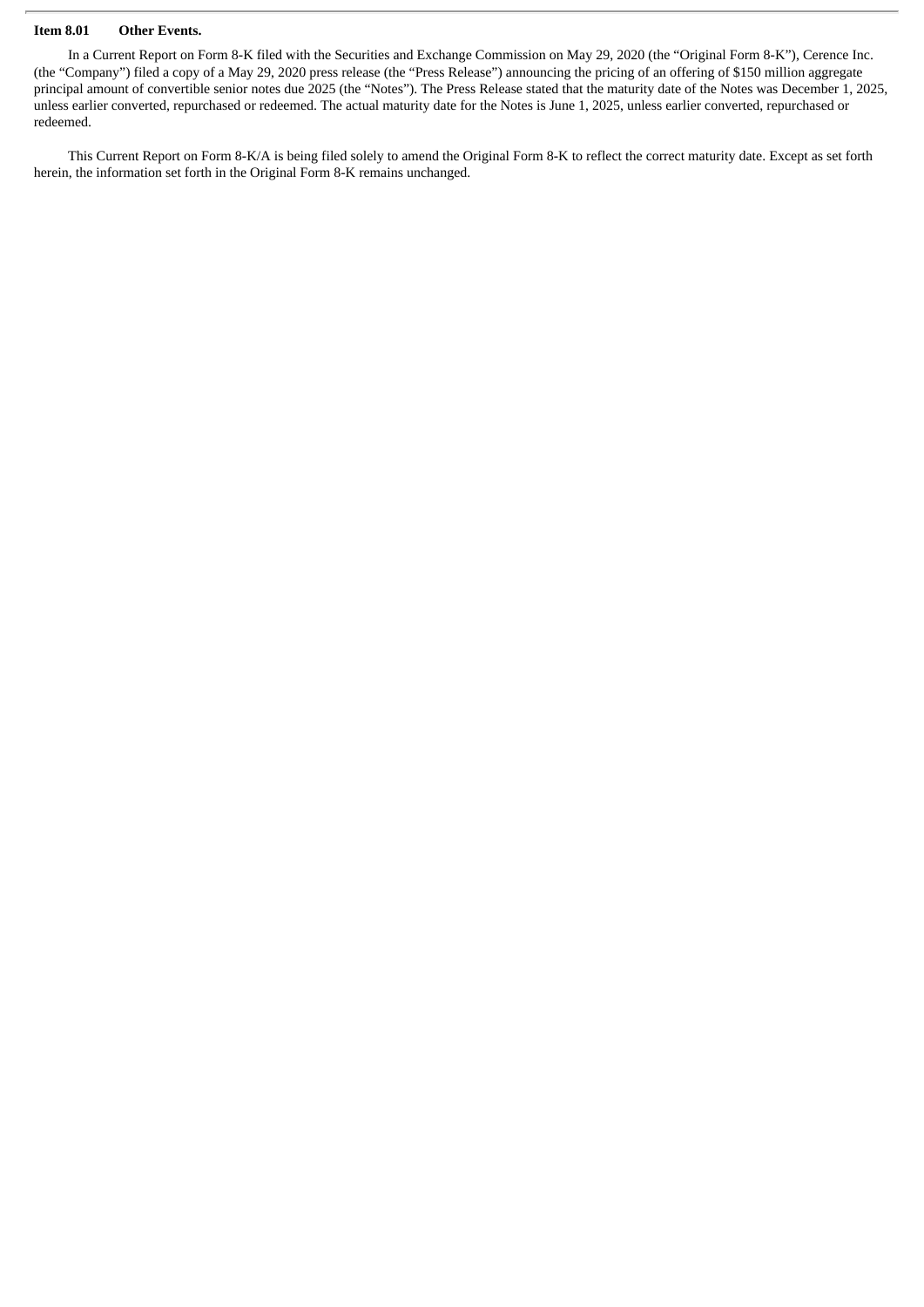**Item 8.01 Other Events.**

In a Current Report on Form 8-K filed with the Securities and Exchange Commission on May 29, 2020 (the "Original Form 8-K"), Cerence Inc. (the "Company") filed a copy of a May 29, 2020 press release (the "Press Release") announcing the pricing of an offering of $150 million aggregate principal amount of convertible senior notes due 2025 (the "Notes"). The Press Release stated that the maturity date of the Notes was December 1, 2025, unless earlier converted, repurchased or redeemed. The actual maturity date for the Notes is June 1, 2025, unless earlier converted, repurchased or redeemed.

This Current Report on Form 8-K/A is being filed solely to amend the Original Form 8-K to reflect the correct maturity date. Except as set forth herein, the information set forth in the Original Form 8-K remains unchanged.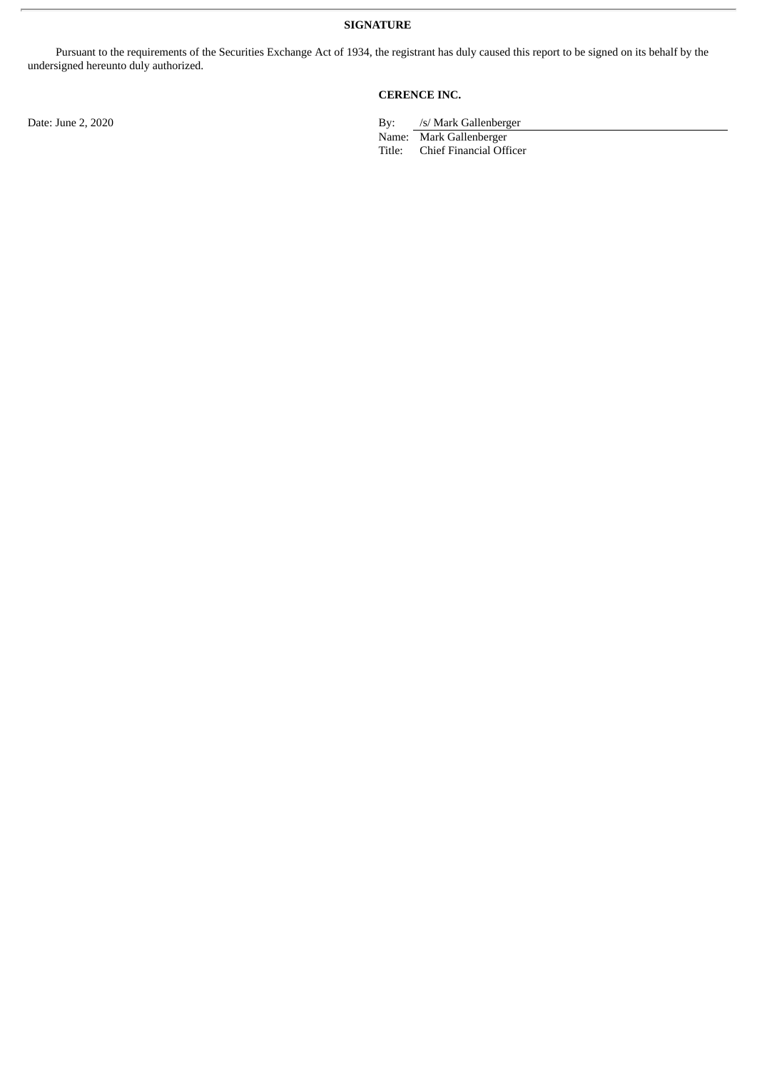**SIGNATURE**

Pursuant to the requirements of the Securities Exchange Act of 1934, the registrant has duly caused this report to be signed on its behalf by the undersigned hereunto duly authorized.

**CERENCE INC.**

Date: June 2, 2020

| | |
|---|---|
| By: | /s/ Mark Gallenberger |
| Name: | Mark Gallenberger |
| Title: | Chief Financial Officer |